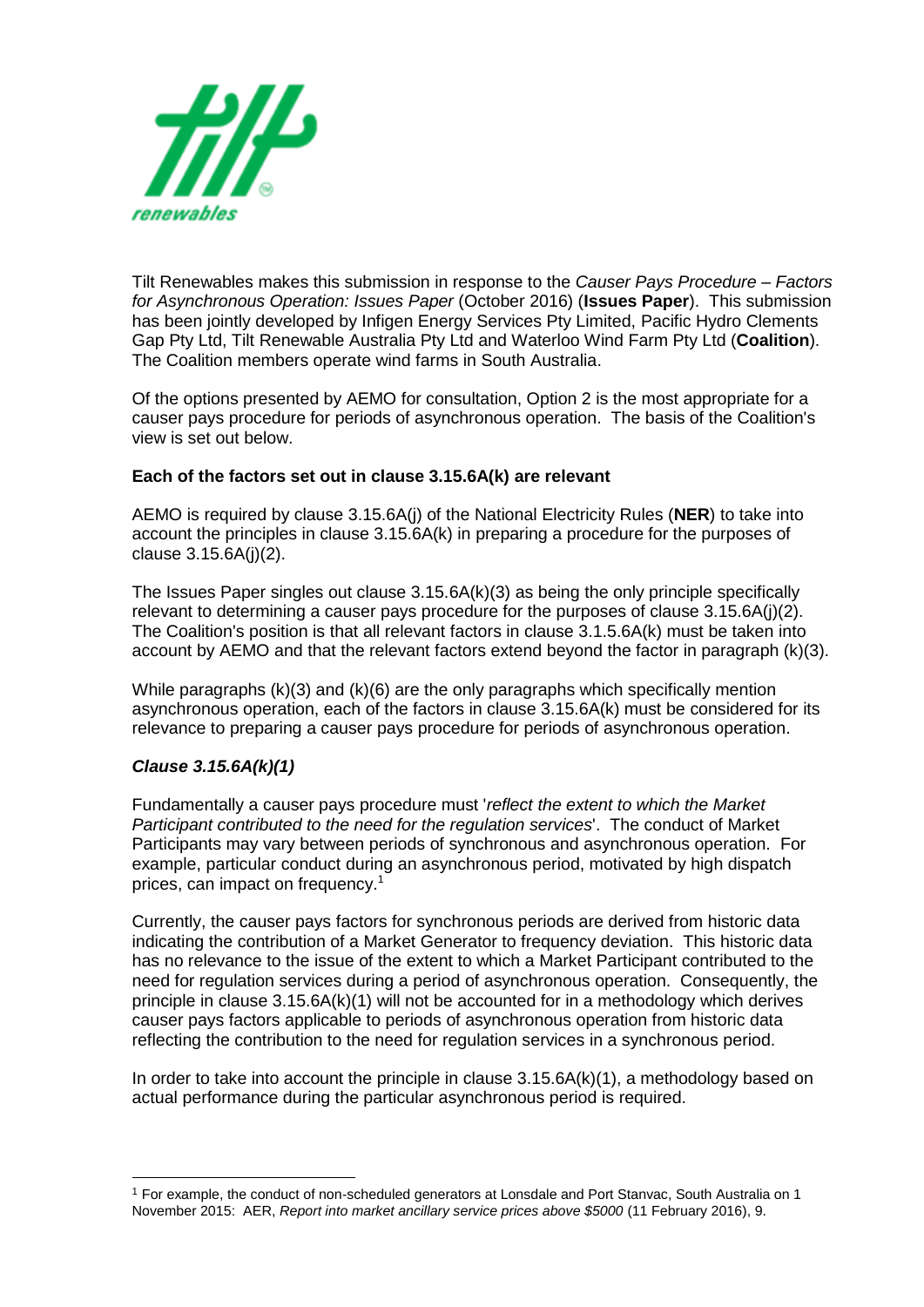Tilt Renewables makes this submission in response to the *Causer Pays Procedure – Factors for Asynchronous Operation: Issues Paper* (October 2016) (**Issues Paper**). This submission has been jointly developed by Infigen Energy Services Pty Limited, Pacific Hydro Clements Gap Pty Ltd, Tilt Renewable Australia Pty Ltd and Waterloo Wind Farm Pty Ltd (**Coalition**). The Coalition members operate wind farms in South Australia.

Of the options presented by AEMO for consultation, Option 2 is the most appropriate for a causer pays procedure for periods of asynchronous operation. The basis of the Coalition's view is set out below.

**Each of the factors set out in clause 3.15.6A(k) are relevant**

AEMO is required by clause 3.15.6A(j) of the National Electricity Rules (**NER**) to take into account the principles in clause 3.15.6A(k) in preparing a procedure for the purposes of clause 3.15.6A(j)(2).

The Issues Paper singles out clause 3.15.6A(k)(3) as being the only principle specifically relevant to determining a causer pays procedure for the purposes of clause 3.15.6A(j)(2). The Coalition's position is that all relevant factors in clause 3.1.5.6A(k) must be taken into account by AEMO and that the relevant factors extend beyond the factor in paragraph (k)(3).

While paragraphs (k)(3) and (k)(6) are the only paragraphs which specifically mention asynchronous operation, each of the factors in clause 3.15.6A(k) must be considered for its relevance to preparing a causer pays procedure for periods of asynchronous operation.

***Clause 3.15.6A(k)(1)***

Fundamentally a causer pays procedure must '*reflect the extent to which the Market Participant contributed to the need for the regulation services*'. The conduct of Market Participants may vary between periods of synchronous and asynchronous operation. For example, particular conduct during an asynchronous period, motivated by high dispatch prices, can impact on frequency.[1]

Currently, the causer pays factors for synchronous periods are derived from historic data indicating the contribution of a Market Generator to frequency deviation. This historic data has no relevance to the issue of the extent to which a Market Participant contributed to the need for regulation services during a period of asynchronous operation. Consequently, the principle in clause 3.15.6A(k)(1) will not be accounted for in a methodology which derives causer pays factors applicable to periods of asynchronous operation from historic data reflecting the contribution to the need for regulation services in a synchronous period.

In order to take into account the principle in clause 3.15.6A(k)(1), a methodology based on actual performance during the particular asynchronous period is required.

[1] For example, the conduct of non-scheduled generators at Lonsdale and Port Stanvac, South Australia on 1 November 2015: AER, *Report into market ancillary service prices above $5000* (11 February 2016), 9.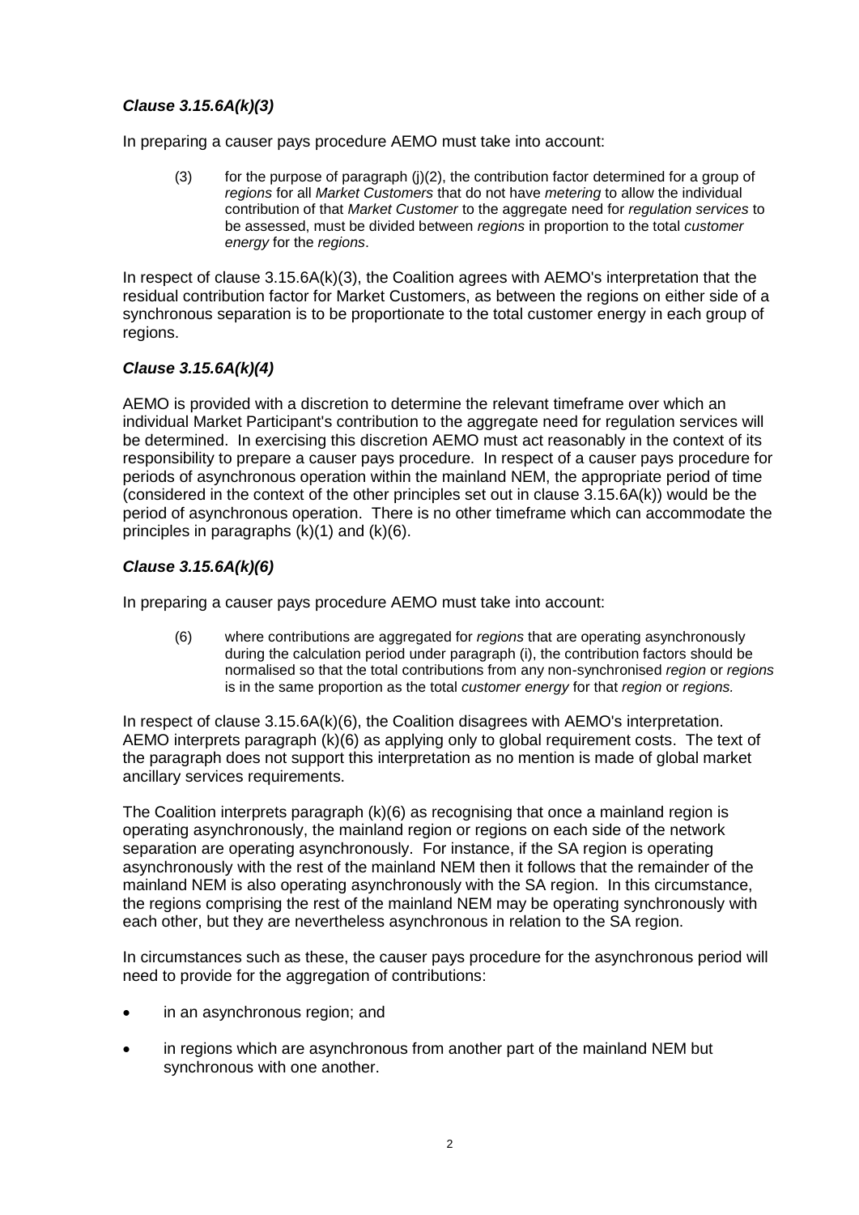### *Clause 3.15.6A(k)(3)*

In preparing a causer pays procedure AEMO must take into account:

> (3) for the purpose of paragraph (j)(2), the contribution factor determined for a group of *regions* for all *Market Customers* that do not have *metering* to allow the individual contribution of that *Market Customer* to the aggregate need for *regulation services* to be assessed, must be divided between *regions* in proportion to the total *customer energy* for the *regions*.

In respect of clause 3.15.6A(k)(3), the Coalition agrees with AEMO's interpretation that the residual contribution factor for Market Customers, as between the regions on either side of a synchronous separation is to be proportionate to the total customer energy in each group of regions.

### *Clause 3.15.6A(k)(4)*

AEMO is provided with a discretion to determine the relevant timeframe over which an individual Market Participant's contribution to the aggregate need for regulation services will be determined. In exercising this discretion AEMO must act reasonably in the context of its responsibility to prepare a causer pays procedure. In respect of a causer pays procedure for periods of asynchronous operation within the mainland NEM, the appropriate period of time (considered in the context of the other principles set out in clause 3.15.6A(k)) would be the period of asynchronous operation. There is no other timeframe which can accommodate the principles in paragraphs (k)(1) and (k)(6).

### *Clause 3.15.6A(k)(6)*

In preparing a causer pays procedure AEMO must take into account:

> (6) where contributions are aggregated for *regions* that are operating asynchronously during the calculation period under paragraph (i), the contribution factors should be normalised so that the total contributions from any non-synchronised *region* or *regions* is in the same proportion as the total *customer energy* for that *region* or *regions.*

In respect of clause 3.15.6A(k)(6), the Coalition disagrees with AEMO's interpretation. AEMO interprets paragraph (k)(6) as applying only to global requirement costs. The text of the paragraph does not support this interpretation as no mention is made of global market ancillary services requirements.

The Coalition interprets paragraph (k)(6) as recognising that once a mainland region is operating asynchronously, the mainland region or regions on each side of the network separation are operating asynchronously. For instance, if the SA region is operating asynchronously with the rest of the mainland NEM then it follows that the remainder of the mainland NEM is also operating asynchronously with the SA region. In this circumstance, the regions comprising the rest of the mainland NEM may be operating synchronously with each other, but they are nevertheless asynchronous in relation to the SA region.

In circumstances such as these, the causer pays procedure for the asynchronous period will need to provide for the aggregation of contributions:

- in an asynchronous region; and
- in regions which are asynchronous from another part of the mainland NEM but synchronous with one another.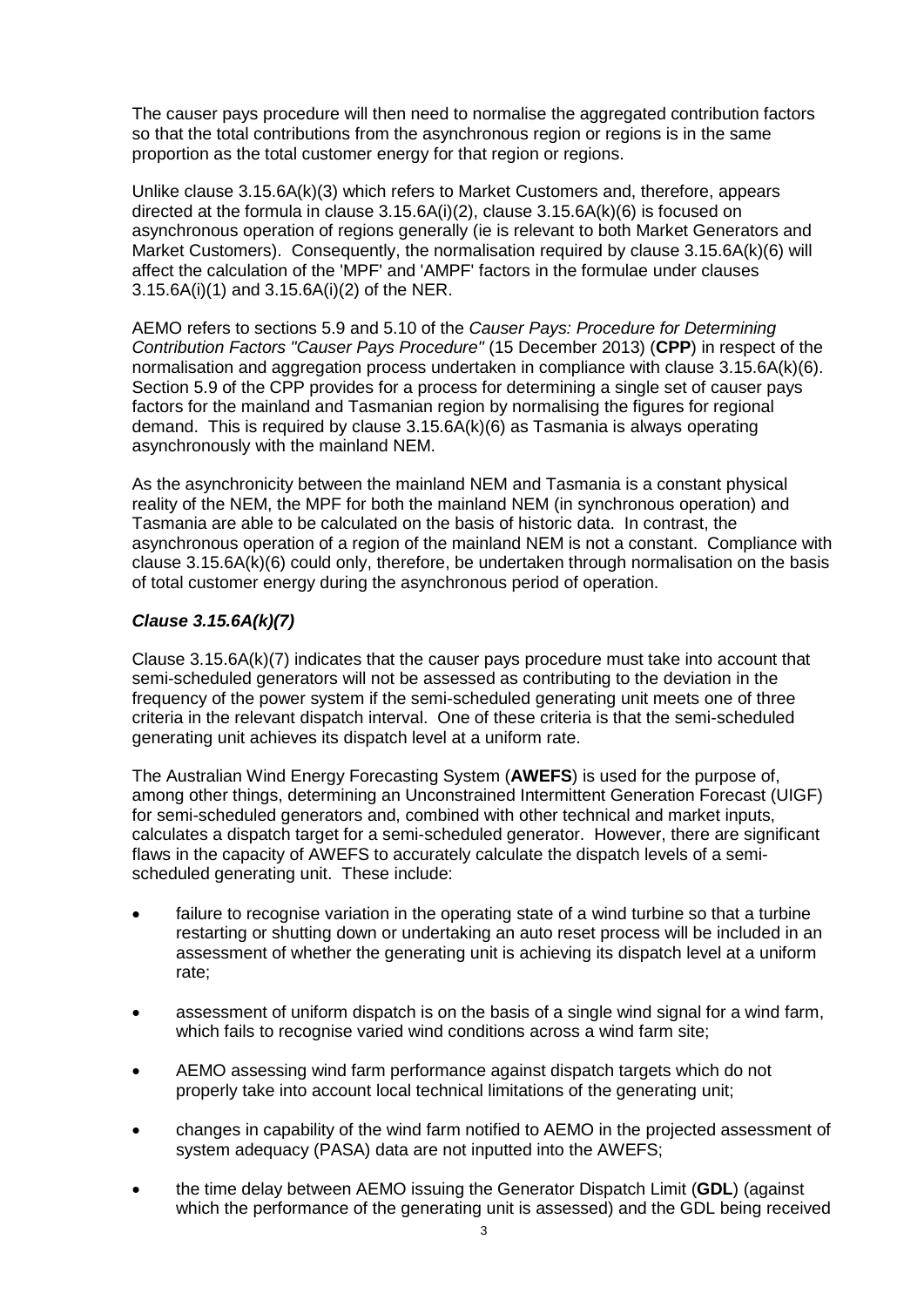The causer pays procedure will then need to normalise the aggregated contribution factors so that the total contributions from the asynchronous region or regions is in the same proportion as the total customer energy for that region or regions.

Unlike clause 3.15.6A(k)(3) which refers to Market Customers and, therefore, appears directed at the formula in clause 3.15.6A(i)(2), clause 3.15.6A(k)(6) is focused on asynchronous operation of regions generally (ie is relevant to both Market Generators and Market Customers). Consequently, the normalisation required by clause 3.15.6A(k)(6) will affect the calculation of the 'MPF' and 'AMPF' factors in the formulae under clauses 3.15.6A(i)(1) and 3.15.6A(i)(2) of the NER.

AEMO refers to sections 5.9 and 5.10 of the *Causer Pays: Procedure for Determining Contribution Factors "Causer Pays Procedure"* (15 December 2013) (**CPP**) in respect of the normalisation and aggregation process undertaken in compliance with clause 3.15.6A(k)(6). Section 5.9 of the CPP provides for a process for determining a single set of causer pays factors for the mainland and Tasmanian region by normalising the figures for regional demand. This is required by clause 3.15.6A(k)(6) as Tasmania is always operating asynchronously with the mainland NEM.

As the asynchronicity between the mainland NEM and Tasmania is a constant physical reality of the NEM, the MPF for both the mainland NEM (in synchronous operation) and Tasmania are able to be calculated on the basis of historic data. In contrast, the asynchronous operation of a region of the mainland NEM is not a constant. Compliance with clause 3.15.6A(k)(6) could only, therefore, be undertaken through normalisation on the basis of total customer energy during the asynchronous period of operation.

### *Clause 3.15.6A(k)(7)*

Clause 3.15.6A(k)(7) indicates that the causer pays procedure must take into account that semi-scheduled generators will not be assessed as contributing to the deviation in the frequency of the power system if the semi-scheduled generating unit meets one of three criteria in the relevant dispatch interval. One of these criteria is that the semi-scheduled generating unit achieves its dispatch level at a uniform rate.

The Australian Wind Energy Forecasting System (**AWEFS**) is used for the purpose of, among other things, determining an Unconstrained Intermittent Generation Forecast (UIGF) for semi-scheduled generators and, combined with other technical and market inputs, calculates a dispatch target for a semi-scheduled generator. However, there are significant flaws in the capacity of AWEFS to accurately calculate the dispatch levels of a semi-scheduled generating unit. These include:

- failure to recognise variation in the operating state of a wind turbine so that a turbine restarting or shutting down or undertaking an auto reset process will be included in an assessment of whether the generating unit is achieving its dispatch level at a uniform rate;
- assessment of uniform dispatch is on the basis of a single wind signal for a wind farm, which fails to recognise varied wind conditions across a wind farm site;
- AEMO assessing wind farm performance against dispatch targets which do not properly take into account local technical limitations of the generating unit;
- changes in capability of the wind farm notified to AEMO in the projected assessment of system adequacy (PASA) data are not inputted into the AWEFS;
- the time delay between AEMO issuing the Generator Dispatch Limit (**GDL**) (against which the performance of the generating unit is assessed) and the GDL being received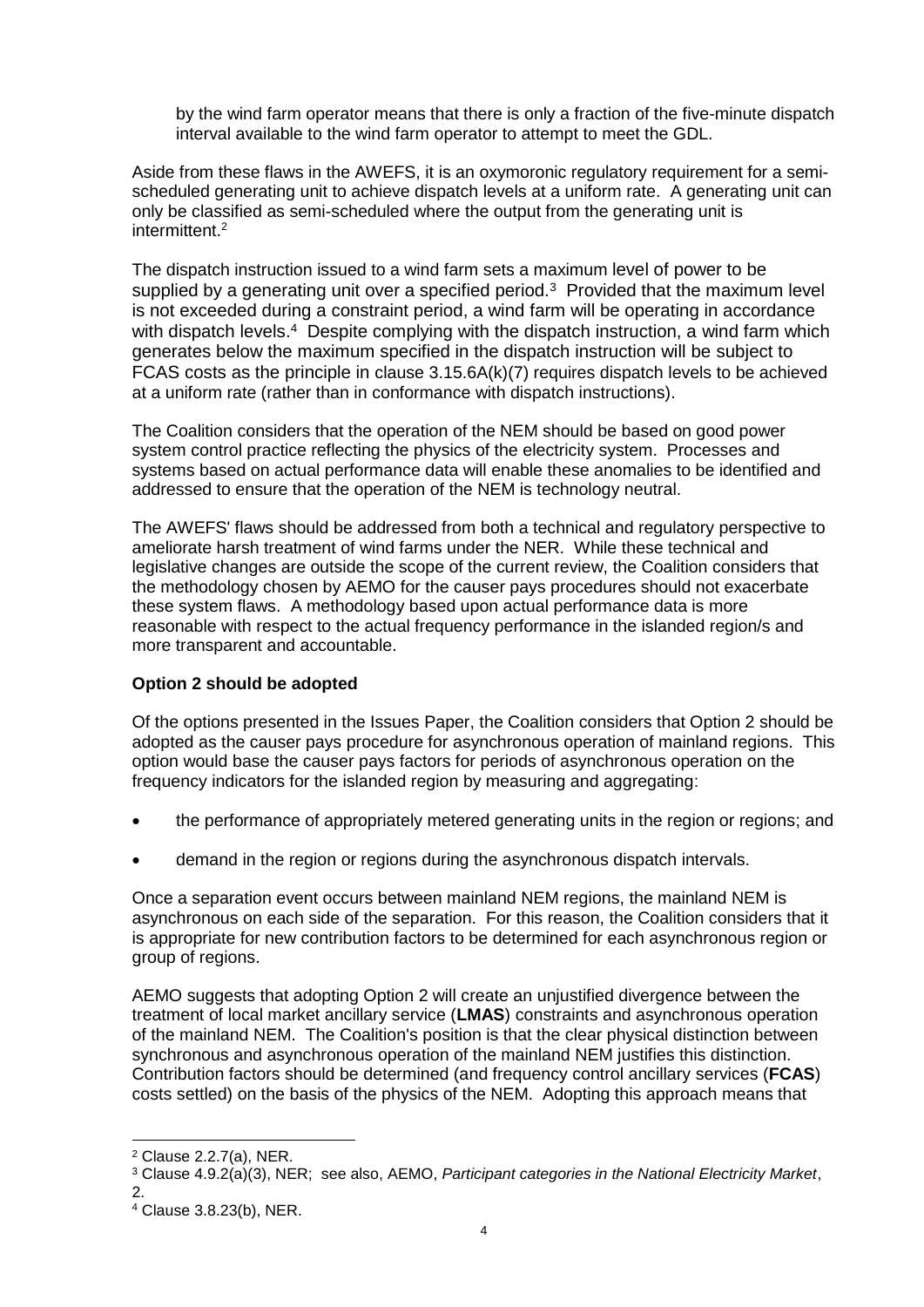by the wind farm operator means that there is only a fraction of the five-minute dispatch interval available to the wind farm operator to attempt to meet the GDL.

Aside from these flaws in the AWEFS, it is an oxymoronic regulatory requirement for a semi-scheduled generating unit to achieve dispatch levels at a uniform rate. A generating unit can only be classified as semi-scheduled where the output from the generating unit is intermittent.[2]

The dispatch instruction issued to a wind farm sets a maximum level of power to be supplied by a generating unit over a specified period.[3] Provided that the maximum level is not exceeded during a constraint period, a wind farm will be operating in accordance with dispatch levels.[4] Despite complying with the dispatch instruction, a wind farm which generates below the maximum specified in the dispatch instruction will be subject to FCAS costs as the principle in clause 3.15.6A(k)(7) requires dispatch levels to be achieved at a uniform rate (rather than in conformance with dispatch instructions).

The Coalition considers that the operation of the NEM should be based on good power system control practice reflecting the physics of the electricity system. Processes and systems based on actual performance data will enable these anomalies to be identified and addressed to ensure that the operation of the NEM is technology neutral.

The AWEFS' flaws should be addressed from both a technical and regulatory perspective to ameliorate harsh treatment of wind farms under the NER. While these technical and legislative changes are outside the scope of the current review, the Coalition considers that the methodology chosen by AEMO for the causer pays procedures should not exacerbate these system flaws. A methodology based upon actual performance data is more reasonable with respect to the actual frequency performance in the islanded region/s and more transparent and accountable.

**Option 2 should be adopted**

Of the options presented in the Issues Paper, the Coalition considers that Option 2 should be adopted as the causer pays procedure for asynchronous operation of mainland regions. This option would base the causer pays factors for periods of asynchronous operation on the frequency indicators for the islanded region by measuring and aggregating:

- the performance of appropriately metered generating units in the region or regions; and
- demand in the region or regions during the asynchronous dispatch intervals.

Once a separation event occurs between mainland NEM regions, the mainland NEM is asynchronous on each side of the separation. For this reason, the Coalition considers that it is appropriate for new contribution factors to be determined for each asynchronous region or group of regions.

AEMO suggests that adopting Option 2 will create an unjustified divergence between the treatment of local market ancillary service (**LMAS**) constraints and asynchronous operation of the mainland NEM. The Coalition's position is that the clear physical distinction between synchronous and asynchronous operation of the mainland NEM justifies this distinction. Contribution factors should be determined (and frequency control ancillary services (**FCAS**) costs settled) on the basis of the physics of the NEM. Adopting this approach means that

---

[2] Clause 2.2.7(a), NER.

[3] Clause 4.9.2(a)(3), NER; see also, AEMO, *Participant categories in the National Electricity Market*, 2.

[4] Clause 3.8.23(b), NER.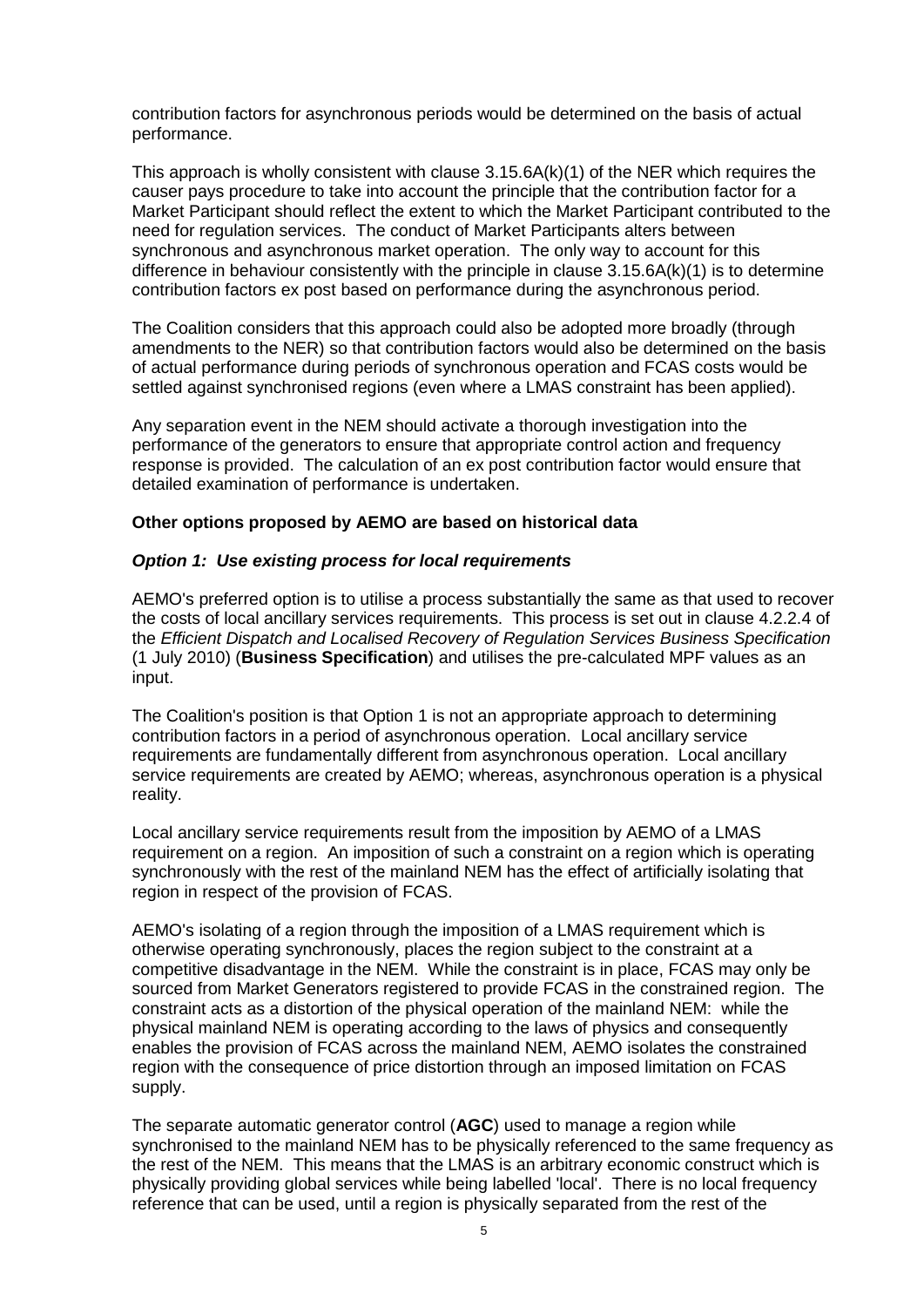contribution factors for asynchronous periods would be determined on the basis of actual performance.

This approach is wholly consistent with clause 3.15.6A(k)(1) of the NER which requires the causer pays procedure to take into account the principle that the contribution factor for a Market Participant should reflect the extent to which the Market Participant contributed to the need for regulation services. The conduct of Market Participants alters between synchronous and asynchronous market operation. The only way to account for this difference in behaviour consistently with the principle in clause 3.15.6A(k)(1) is to determine contribution factors ex post based on performance during the asynchronous period.

The Coalition considers that this approach could also be adopted more broadly (through amendments to the NER) so that contribution factors would also be determined on the basis of actual performance during periods of synchronous operation and FCAS costs would be settled against synchronised regions (even where a LMAS constraint has been applied).

Any separation event in the NEM should activate a thorough investigation into the performance of the generators to ensure that appropriate control action and frequency response is provided. The calculation of an ex post contribution factor would ensure that detailed examination of performance is undertaken.

**Other options proposed by AEMO are based on historical data**

***Option 1: Use existing process for local requirements***

AEMO's preferred option is to utilise a process substantially the same as that used to recover the costs of local ancillary services requirements. This process is set out in clause 4.2.2.4 of the *Efficient Dispatch and Localised Recovery of Regulation Services Business Specification* (1 July 2010) (**Business Specification**) and utilises the pre-calculated MPF values as an input.

The Coalition's position is that Option 1 is not an appropriate approach to determining contribution factors in a period of asynchronous operation. Local ancillary service requirements are fundamentally different from asynchronous operation. Local ancillary service requirements are created by AEMO; whereas, asynchronous operation is a physical reality.

Local ancillary service requirements result from the imposition by AEMO of a LMAS requirement on a region. An imposition of such a constraint on a region which is operating synchronously with the rest of the mainland NEM has the effect of artificially isolating that region in respect of the provision of FCAS.

AEMO's isolating of a region through the imposition of a LMAS requirement which is otherwise operating synchronously, places the region subject to the constraint at a competitive disadvantage in the NEM. While the constraint is in place, FCAS may only be sourced from Market Generators registered to provide FCAS in the constrained region. The constraint acts as a distortion of the physical operation of the mainland NEM: while the physical mainland NEM is operating according to the laws of physics and consequently enables the provision of FCAS across the mainland NEM, AEMO isolates the constrained region with the consequence of price distortion through an imposed limitation on FCAS supply.

The separate automatic generator control (**AGC**) used to manage a region while synchronised to the mainland NEM has to be physically referenced to the same frequency as the rest of the NEM. This means that the LMAS is an arbitrary economic construct which is physically providing global services while being labelled 'local'. There is no local frequency reference that can be used, until a region is physically separated from the rest of the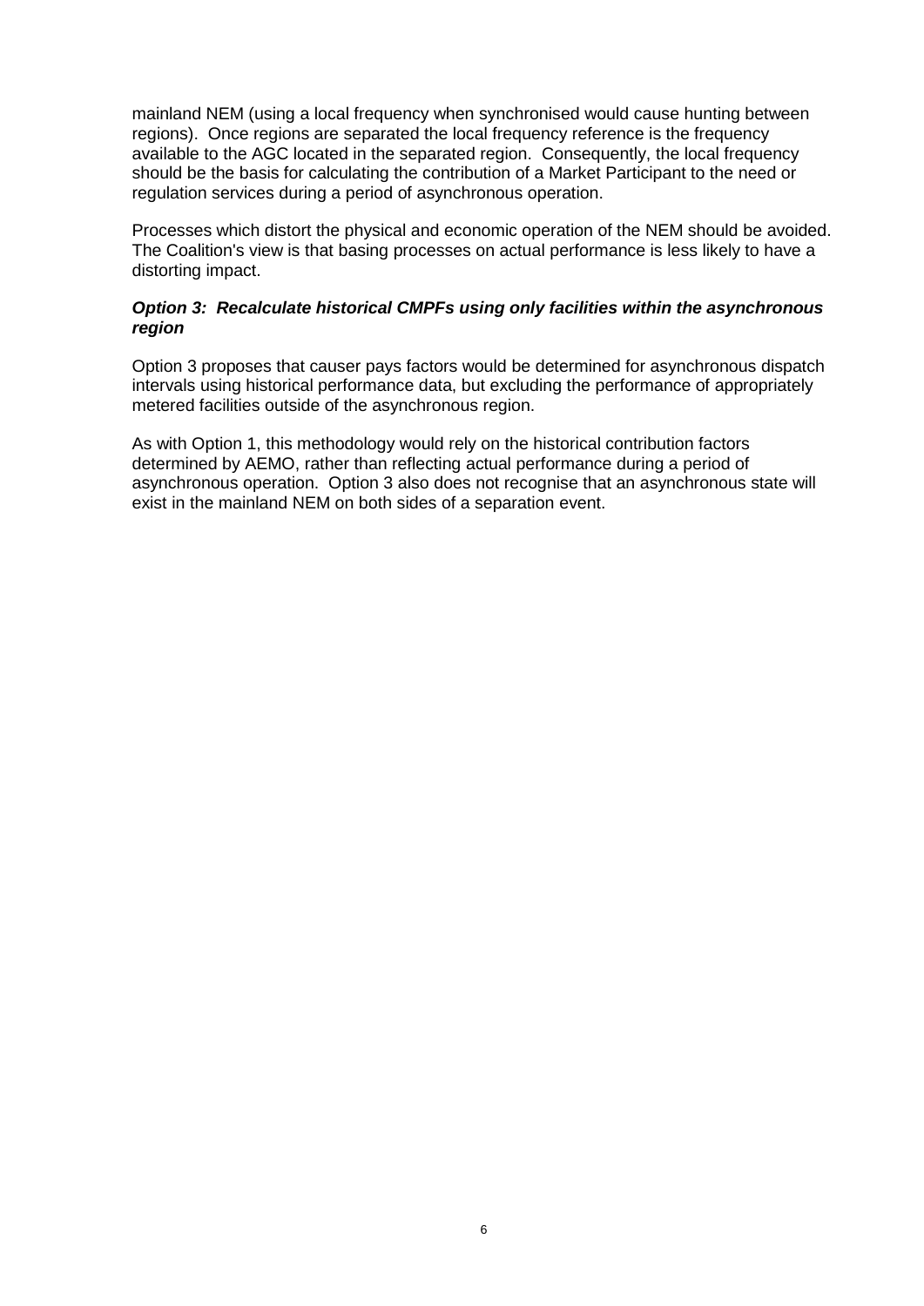mainland NEM (using a local frequency when synchronised would cause hunting between regions). Once regions are separated the local frequency reference is the frequency available to the AGC located in the separated region. Consequently, the local frequency should be the basis for calculating the contribution of a Market Participant to the need or regulation services during a period of asynchronous operation.

Processes which distort the physical and economic operation of the NEM should be avoided. The Coalition's view is that basing processes on actual performance is less likely to have a distorting impact.

***Option 3: Recalculate historical CMPFs using only facilities within the asynchronous region***

Option 3 proposes that causer pays factors would be determined for asynchronous dispatch intervals using historical performance data, but excluding the performance of appropriately metered facilities outside of the asynchronous region.

As with Option 1, this methodology would rely on the historical contribution factors determined by AEMO, rather than reflecting actual performance during a period of asynchronous operation. Option 3 also does not recognise that an asynchronous state will exist in the mainland NEM on both sides of a separation event.